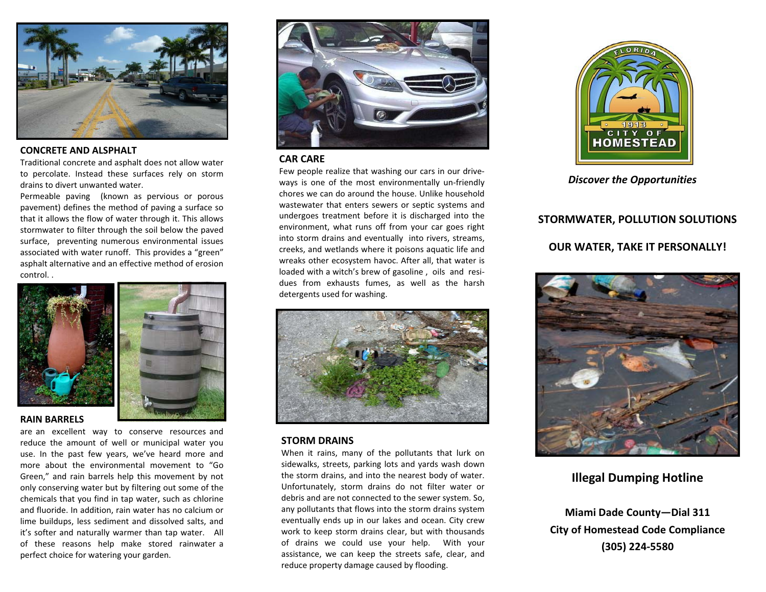### CONCRETE AND ALSPHALT

Traditional concrete and asphalt does not allow water to percolate. Instead these surfaces rely on storm drains to divert unwanted water.

Permeable paving (known as pervious or porous pavement) defines the method of paving a surface so that it allows the flow of water through it. This allows stormwater to filter through the soil below the paved surface, preventing numerous environmental issues associated with water runoff. This provides a "green" asphalt alternative and an effective method of erosion control. .

### RAIN BARRELS

are an excellent way to conserve resources and reduce the amount of well or municipal water you use. In the past few years, we've heard more and more about the environmental movement to "Go Green," and rain barrels help this movement by not only conserving water but by filtering out some of the chemicals that you find in tap water, such as chlorine and fluoride. In addition, rain water has no calcium or lime buildups, less sediment and dissolved salts, and it's softer and naturally warmer than tap water. All of these reasons help make stored rainwater a perfect choice for watering your garden.

### CAR CARE

Few people realize that washing our cars in our drive-ways is one of the most environmentally un-friendly chores we can do around the house. Unlike household wastewater that enters sewers or septic systems and undergoes treatment before it is discharged into the environment, what runs off from your car goes right into storm drains and eventually into rivers, streams, creeks, and wetlands where it poisons aquatic life and wreaks other ecosystem havoc. After all, that water is loaded with a witch's brew of gasoline , oils and residues from exhausts fumes, as well as the harsh detergents used for washing.

### STORM DRAINS

When it rains, many of the pollutants that lurk on sidewalks, streets, parking lots and yards wash down the storm drains, and into the nearest body of water. Unfortunately, storm drains do not filter water or debris and are not connected to the sewer system. So, any pollutants that flows into the storm drains system eventually ends up in our lakes and ocean. City crew work to keep storm drains clear, but with thousands of drains we could use your help. With your assistance, we can keep the streets safe, clear, and reduce property damage caused by flooding.

FLORIDA
1913
CITY OF
HOMESTEAD

*Discover the Opportunities*

## STORMWATER, POLLUTION SOLUTIONS

## OUR WATER, TAKE IT PERSONALLY!

## Illegal Dumping Hotline

**Miami Dade County—Dial 311**
**City of Homestead Code Compliance**
**(305) 224-5580**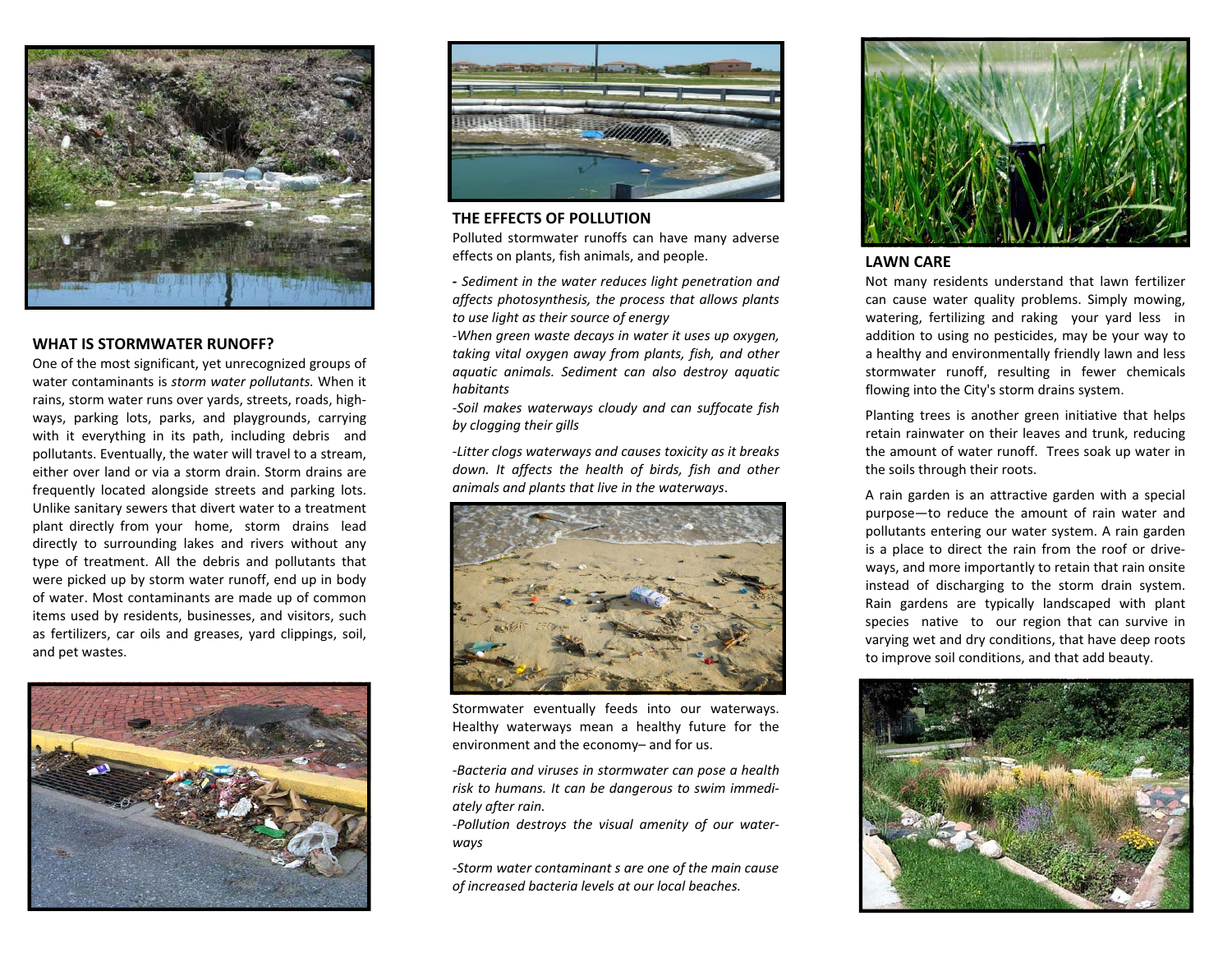## WHAT IS STORMWATER RUNOFF?

One of the most significant, yet unrecognized groups of water contaminants is *storm water pollutants.* When it rains, storm water runs over yards, streets, roads, highways, parking lots, parks, and playgrounds, carrying with it everything in its path, including debris and pollutants. Eventually, the water will travel to a stream, either over land or via a storm drain. Storm drains are frequently located alongside streets and parking lots. Unlike sanitary sewers that divert water to a treatment plant directly from your home, storm drains lead directly to surrounding lakes and rivers without any type of treatment. All the debris and pollutants that were picked up by storm water runoff, end up in body of water. Most contaminants are made up of common items used by residents, businesses, and visitors, such as fertilizers, car oils and greases, yard clippings, soil, and pet wastes.

## THE EFFECTS OF POLLUTION

Polluted stormwater runoffs can have many adverse effects on plants, fish animals, and people.

- *Sediment in the water reduces light penetration and affects photosynthesis, the process that allows plants to use light as their source of energy*

*-When green waste decays in water it uses up oxygen, taking vital oxygen away from plants, fish, and other aquatic animals. Sediment can also destroy aquatic habitants*

*-Soil makes waterways cloudy and can suffocate fish by clogging their gills*

*-Litter clogs waterways and causes toxicity as it breaks down. It affects the health of birds, fish and other animals and plants that live in the waterways*.

Stormwater eventually feeds into our waterways. Healthy waterways mean a healthy future for the environment and the economy– and for us.

*-Bacteria and viruses in stormwater can pose a health risk to humans. It can be dangerous to swim immediately after rain.*

*-Pollution destroys the visual amenity of our waterways*

*-Storm water contaminant s are one of the main cause of increased bacteria levels at our local beaches.*

## LAWN CARE

Not many residents understand that lawn fertilizer can cause water quality problems. Simply mowing, watering, fertilizing and raking your yard less in addition to using no pesticides, may be your way to a healthy and environmentally friendly lawn and less stormwater runoff, resulting in fewer chemicals flowing into the City's storm drains system.

Planting trees is another green initiative that helps retain rainwater on their leaves and trunk, reducing the amount of water runoff. Trees soak up water in the soils through their roots.

A rain garden is an attractive garden with a special purpose—to reduce the amount of rain water and pollutants entering our water system. A rain garden is a place to direct the rain from the roof or driveways, and more importantly to retain that rain onsite instead of discharging to the storm drain system. Rain gardens are typically landscaped with plant species native to our region that can survive in varying wet and dry conditions, that have deep roots to improve soil conditions, and that add beauty.